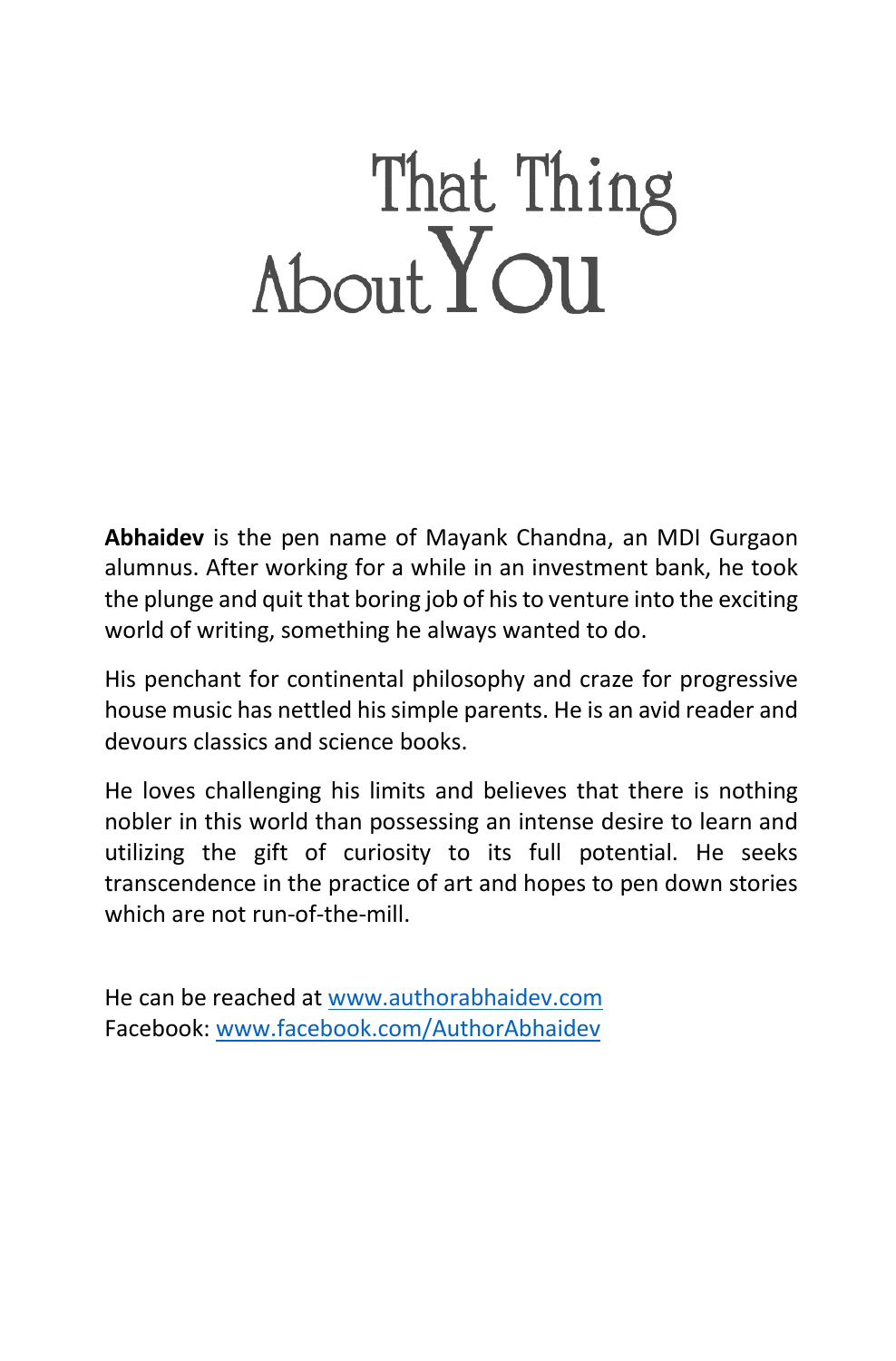# That Thing About You

**Abhaidev** is the pen name of Mayank Chandna, an MDI Gurgaon alumnus. After working for a while in an investment bank, he took the plunge and quit that boring job of his to venture into the exciting world of writing, something he always wanted to do.

His penchant for continental philosophy and craze for progressive house music has nettled his simple parents. He is an avid reader and devours classics and science books.

He loves challenging his limits and believes that there is nothing nobler in this world than possessing an intense desire to learn and utilizing the gift of curiosity to its full potential. He seeks transcendence in the practice of art and hopes to pen down stories which are not run-of-the-mill.

He can be reached at [www.authorabhaidev.com](http://www.authorabhaidev.com)
Facebook: [www.facebook.com/AuthorAbhaidev](http://www.facebook.com/AuthorAbhaidev)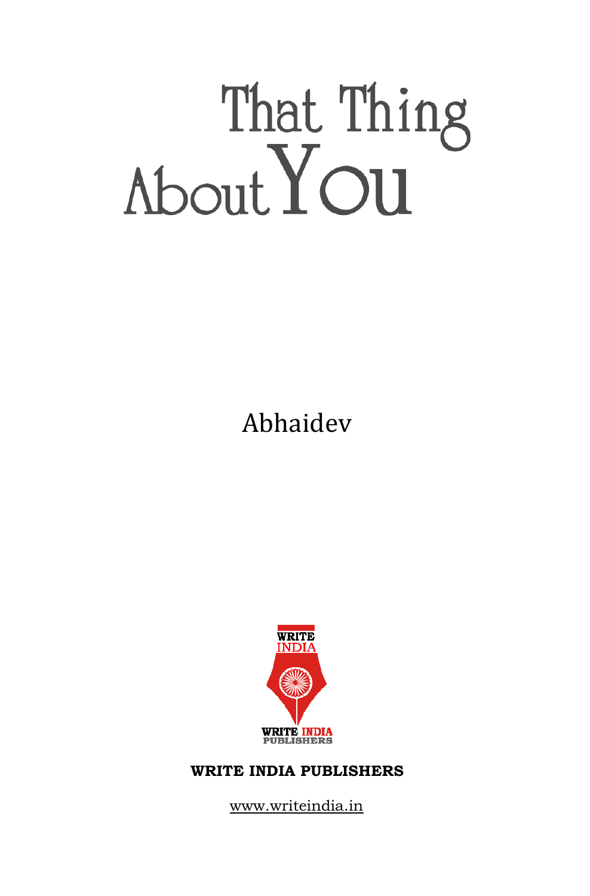# That Thing About You

Abhaidev

WRITE INDIA PUBLISHERS

www.writeindia.in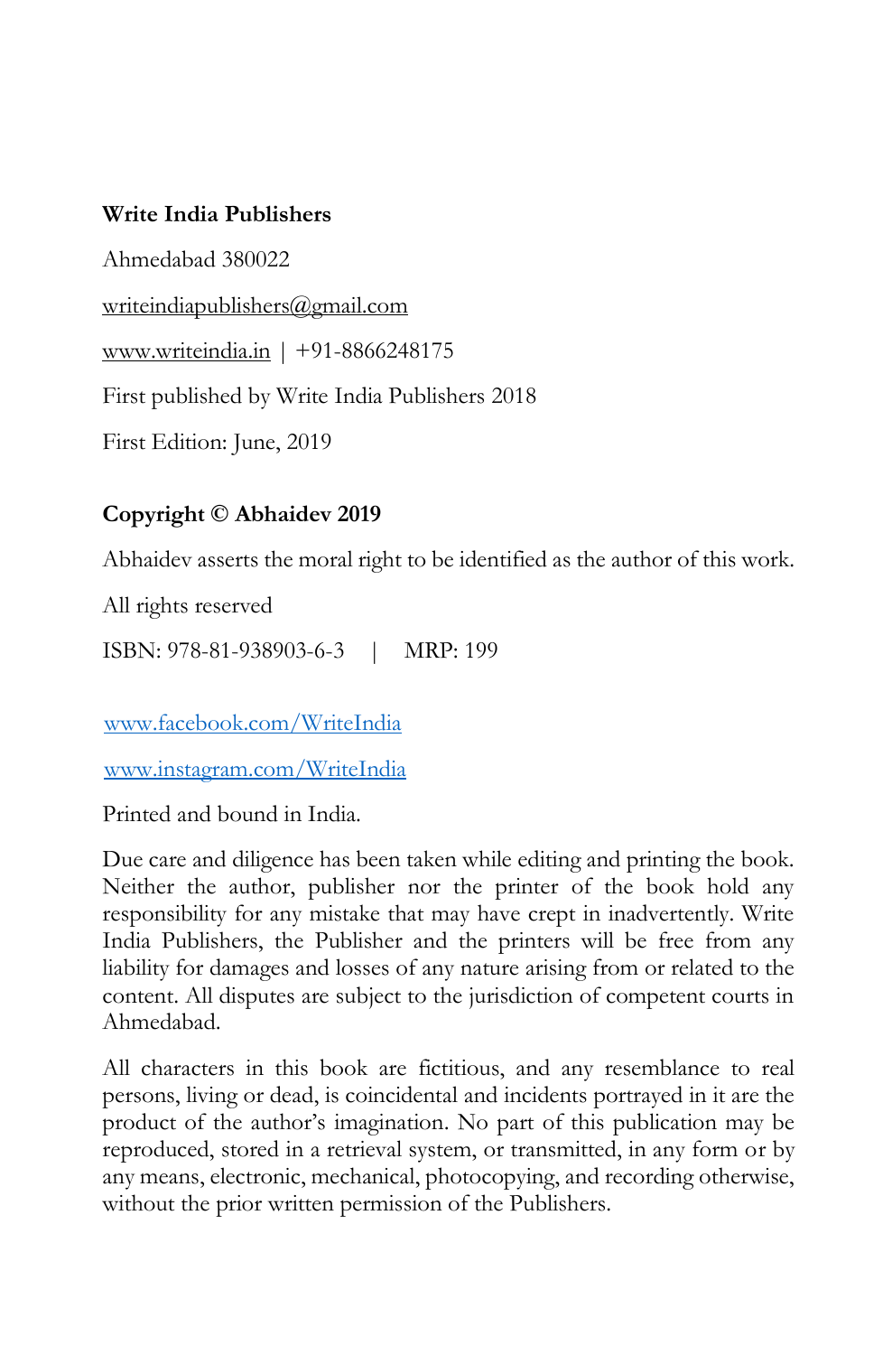**Write India Publishers**

Ahmedabad 380022

writeindiapublishers@gmail.com

www.writeindia.in | +91-8866248175

First published by Write India Publishers 2018

First Edition: June, 2019

**Copyright © Abhaidev 2019**

Abhaidev asserts the moral right to be identified as the author of this work.

All rights reserved

ISBN: 978-81-938903-6-3 | MRP: 199

www.facebook.com/WriteIndia

www.instagram.com/WriteIndia

Printed and bound in India.

Due care and diligence has been taken while editing and printing the book. Neither the author, publisher nor the printer of the book hold any responsibility for any mistake that may have crept in inadvertently. Write India Publishers, the Publisher and the printers will be free from any liability for damages and losses of any nature arising from or related to the content. All disputes are subject to the jurisdiction of competent courts in Ahmedabad.

All characters in this book are fictitious, and any resemblance to real persons, living or dead, is coincidental and incidents portrayed in it are the product of the author's imagination. No part of this publication may be reproduced, stored in a retrieval system, or transmitted, in any form or by any means, electronic, mechanical, photocopying, and recording otherwise, without the prior written permission of the Publishers.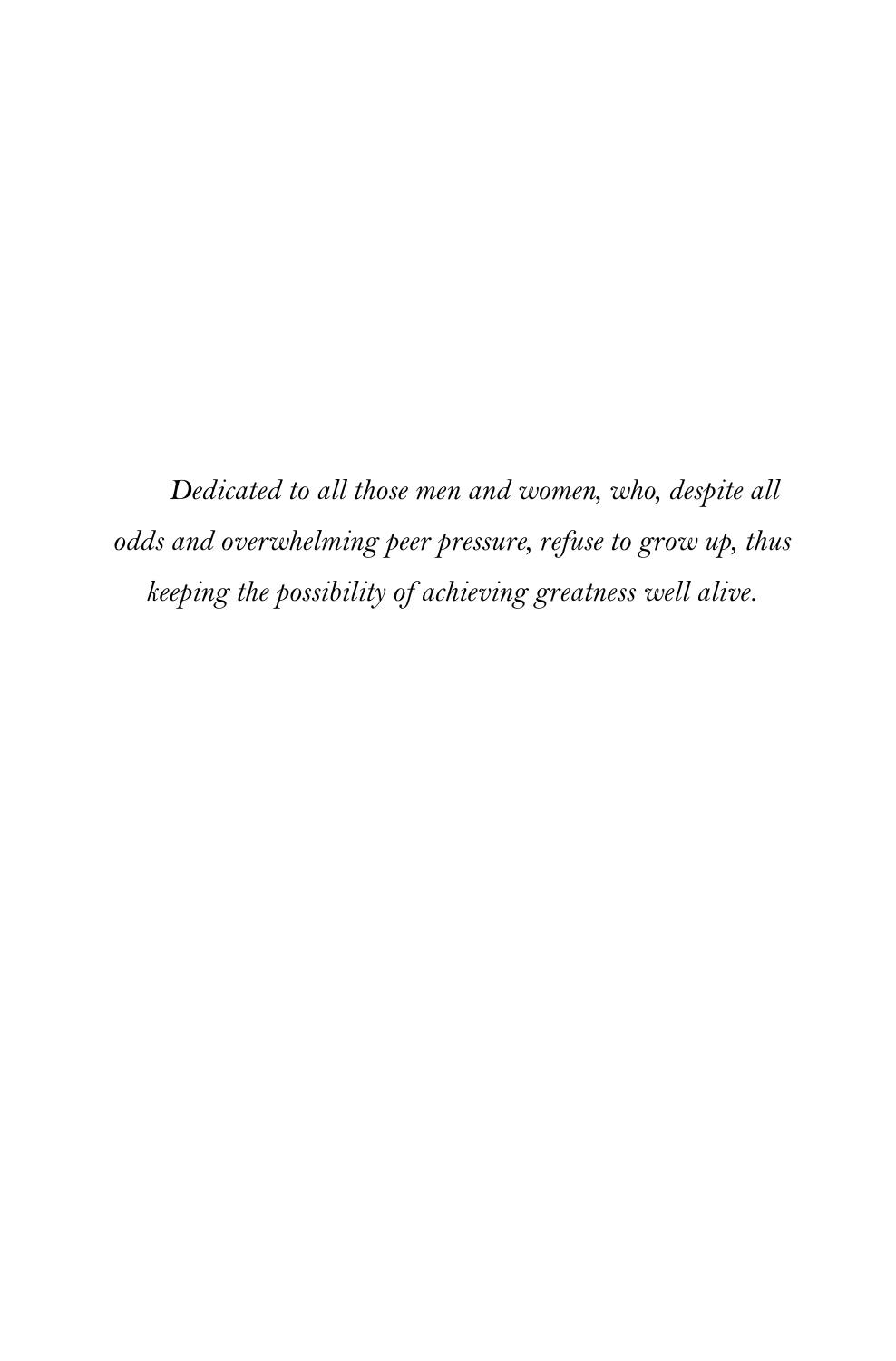*Dedicated to all those men and women, who, despite all odds and overwhelming peer pressure, refuse to grow up, thus keeping the possibility of achieving greatness well alive.*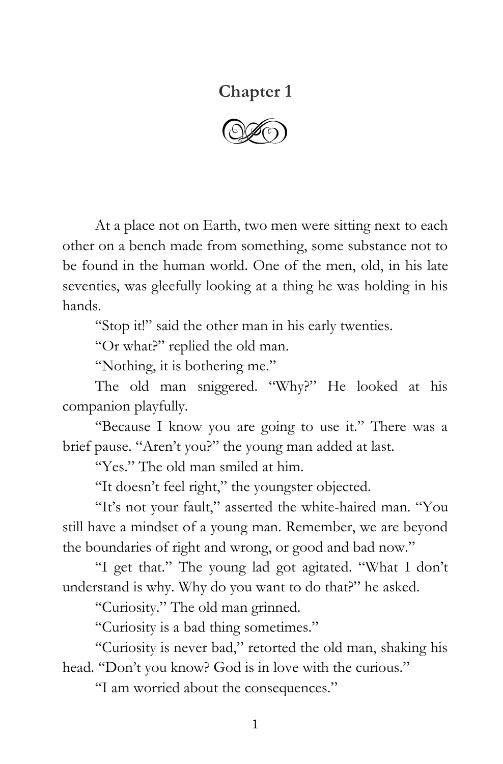# Chapter 1

At a place not on Earth, two men were sitting next to each other on a bench made from something, some substance not to be found in the human world. One of the men, old, in his late seventies, was gleefully looking at a thing he was holding in his hands.

"Stop it!" said the other man in his early twenties.

"Or what?" replied the old man.

"Nothing, it is bothering me."

The old man sniggered. "Why?" He looked at his companion playfully.

"Because I know you are going to use it." There was a brief pause. "Aren't you?" the young man added at last.

"Yes." The old man smiled at him.

"It doesn't feel right," the youngster objected.

"It's not your fault," asserted the white-haired man. "You still have a mindset of a young man. Remember, we are beyond the boundaries of right and wrong, or good and bad now."

"I get that." The young lad got agitated. "What I don't understand is why. Why do you want to do that?" he asked.

"Curiosity." The old man grinned.

"Curiosity is a bad thing sometimes."

"Curiosity is never bad," retorted the old man, shaking his head. "Don't you know? God is in love with the curious."

"I am worried about the consequences."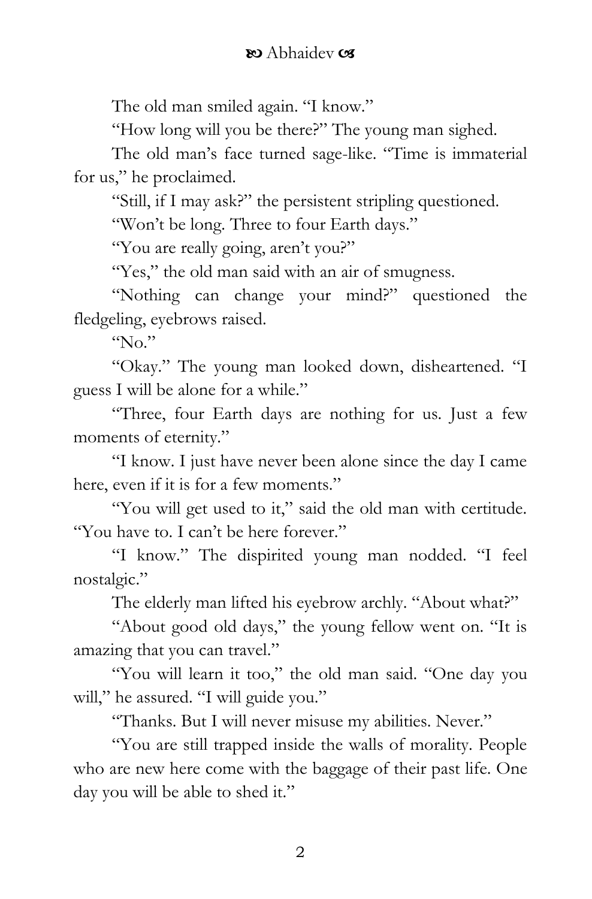The old man smiled again. "I know."

"How long will you be there?" The young man sighed.

The old man's face turned sage-like. "Time is immaterial for us," he proclaimed.

"Still, if I may ask?" the persistent stripling questioned.

"Won't be long. Three to four Earth days."

"You are really going, aren't you?"

"Yes," the old man said with an air of smugness.

"Nothing can change your mind?" questioned the fledgeling, eyebrows raised.

"No."

"Okay." The young man looked down, disheartened. "I guess I will be alone for a while."

"Three, four Earth days are nothing for us. Just a few moments of eternity."

"I know. I just have never been alone since the day I came here, even if it is for a few moments."

"You will get used to it," said the old man with certitude. "You have to. I can't be here forever."

"I know." The dispirited young man nodded. "I feel nostalgic."

The elderly man lifted his eyebrow archly. "About what?"

"About good old days," the young fellow went on. "It is amazing that you can travel."

"You will learn it too," the old man said. "One day you will," he assured. "I will guide you."

"Thanks. But I will never misuse my abilities. Never."

"You are still trapped inside the walls of morality. People who are new here come with the baggage of their past life. One day you will be able to shed it."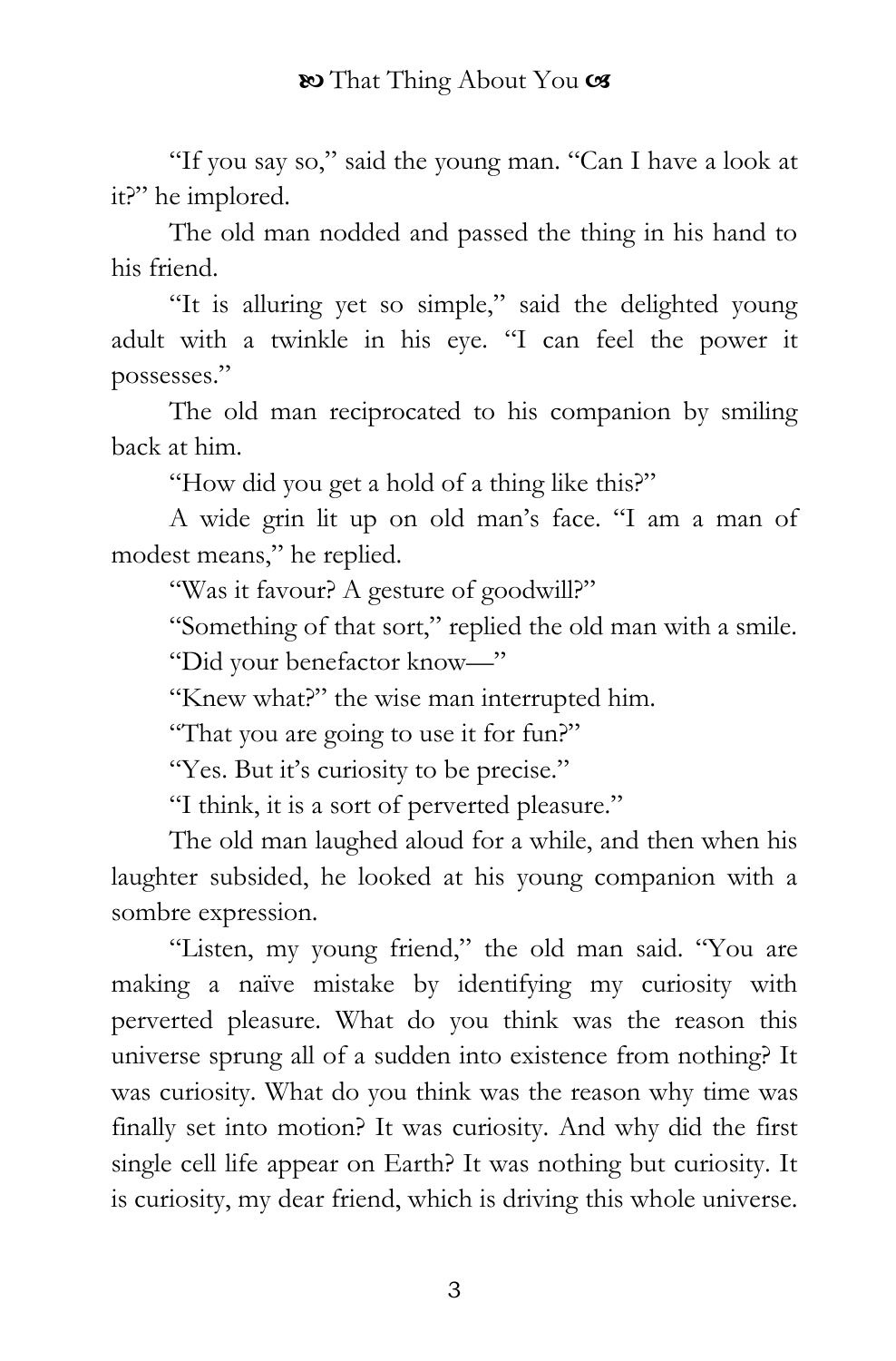"If you say so," said the young man. "Can I have a look at it?" he implored.

The old man nodded and passed the thing in his hand to his friend.

"It is alluring yet so simple," said the delighted young adult with a twinkle in his eye. "I can feel the power it possesses."

The old man reciprocated to his companion by smiling back at him.

"How did you get a hold of a thing like this?"

A wide grin lit up on old man's face. "I am a man of modest means," he replied.

"Was it favour? A gesture of goodwill?"

"Something of that sort," replied the old man with a smile.

"Did your benefactor know—"

"Knew what?" the wise man interrupted him.

"That you are going to use it for fun?"

"Yes. But it's curiosity to be precise."

"I think, it is a sort of perverted pleasure."

The old man laughed aloud for a while, and then when his laughter subsided, he looked at his young companion with a sombre expression.

"Listen, my young friend," the old man said. "You are making a naïve mistake by identifying my curiosity with perverted pleasure. What do you think was the reason this universe sprung all of a sudden into existence from nothing? It was curiosity. What do you think was the reason why time was finally set into motion? It was curiosity. And why did the first single cell life appear on Earth? It was nothing but curiosity. It is curiosity, my dear friend, which is driving this whole universe.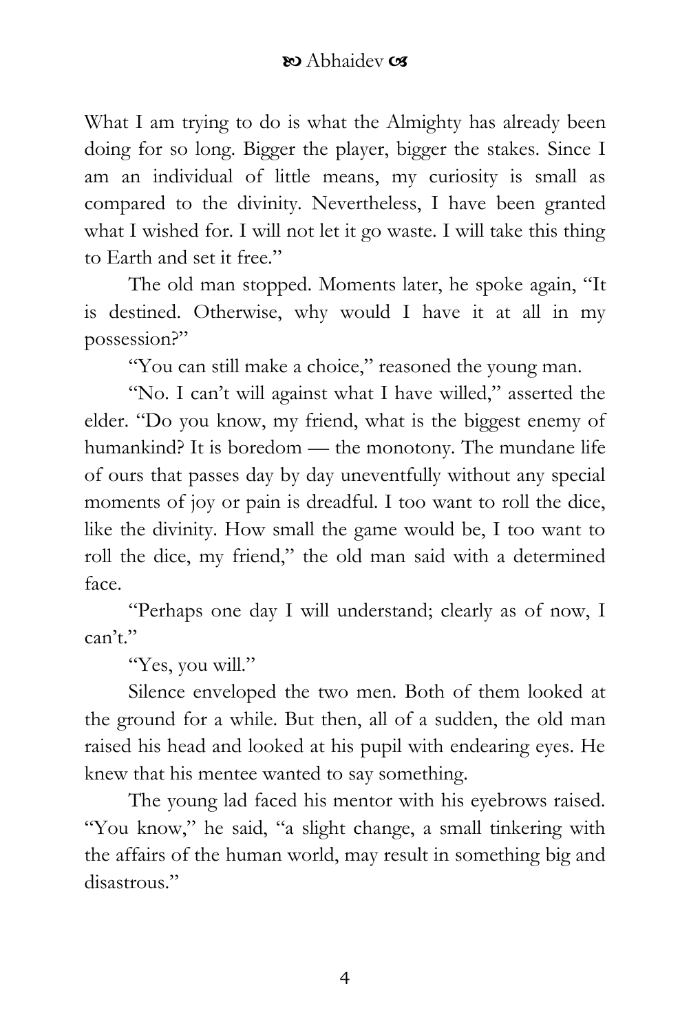What I am trying to do is what the Almighty has already been doing for so long. Bigger the player, bigger the stakes. Since I am an individual of little means, my curiosity is small as compared to the divinity. Nevertheless, I have been granted what I wished for. I will not let it go waste. I will take this thing to Earth and set it free."

The old man stopped. Moments later, he spoke again, "It is destined. Otherwise, why would I have it at all in my possession?"

"You can still make a choice," reasoned the young man.

"No. I can't will against what I have willed," asserted the elder. "Do you know, my friend, what is the biggest enemy of humankind? It is boredom — the monotony. The mundane life of ours that passes day by day uneventfully without any special moments of joy or pain is dreadful. I too want to roll the dice, like the divinity. How small the game would be, I too want to roll the dice, my friend," the old man said with a determined face.

"Perhaps one day I will understand; clearly as of now, I can't."

"Yes, you will."

Silence enveloped the two men. Both of them looked at the ground for a while. But then, all of a sudden, the old man raised his head and looked at his pupil with endearing eyes. He knew that his mentee wanted to say something.

The young lad faced his mentor with his eyebrows raised. "You know," he said, "a slight change, a small tinkering with the affairs of the human world, may result in something big and disastrous."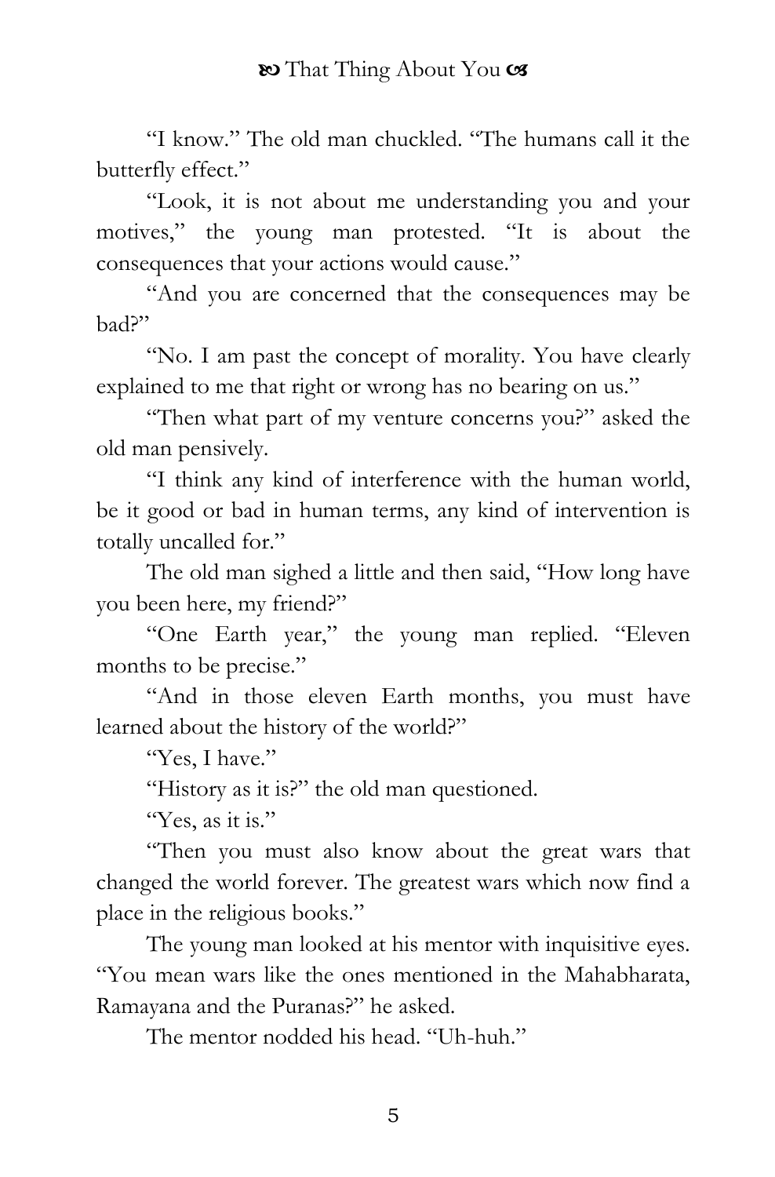"I know." The old man chuckled. "The humans call it the butterfly effect."

"Look, it is not about me understanding you and your motives," the young man protested. "It is about the consequences that your actions would cause."

"And you are concerned that the consequences may be bad?"

"No. I am past the concept of morality. You have clearly explained to me that right or wrong has no bearing on us."

"Then what part of my venture concerns you?" asked the old man pensively.

"I think any kind of interference with the human world, be it good or bad in human terms, any kind of intervention is totally uncalled for."

The old man sighed a little and then said, "How long have you been here, my friend?"

"One Earth year," the young man replied. "Eleven months to be precise."

"And in those eleven Earth months, you must have learned about the history of the world?"

"Yes, I have."

"History as it is?" the old man questioned.

"Yes, as it is."

"Then you must also know about the great wars that changed the world forever. The greatest wars which now find a place in the religious books."

The young man looked at his mentor with inquisitive eyes. "You mean wars like the ones mentioned in the Mahabharata, Ramayana and the Puranas?" he asked.

The mentor nodded his head. "Uh-huh."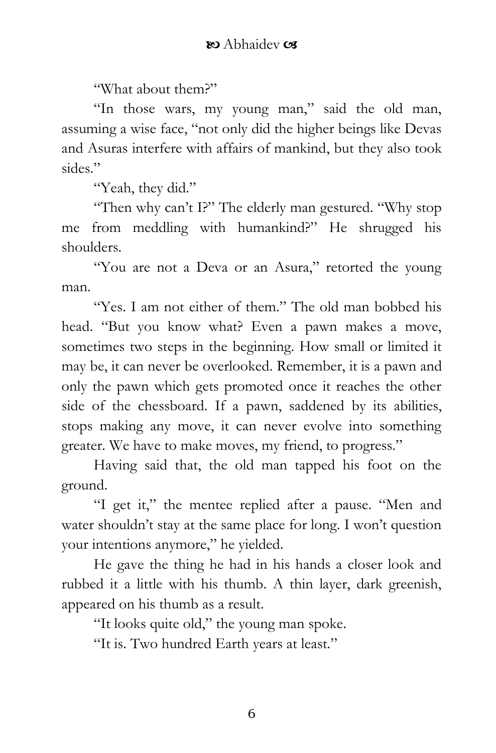"What about them?"

"In those wars, my young man," said the old man, assuming a wise face, "not only did the higher beings like Devas and Asuras interfere with affairs of mankind, but they also took sides."

"Yeah, they did."

"Then why can't I?" The elderly man gestured. "Why stop me from meddling with humankind?" He shrugged his shoulders.

"You are not a Deva or an Asura," retorted the young man.

"Yes. I am not either of them." The old man bobbed his head. "But you know what? Even a pawn makes a move, sometimes two steps in the beginning. How small or limited it may be, it can never be overlooked. Remember, it is a pawn and only the pawn which gets promoted once it reaches the other side of the chessboard. If a pawn, saddened by its abilities, stops making any move, it can never evolve into something greater. We have to make moves, my friend, to progress."

Having said that, the old man tapped his foot on the ground.

"I get it," the mentee replied after a pause. "Men and water shouldn't stay at the same place for long. I won't question your intentions anymore," he yielded.

He gave the thing he had in his hands a closer look and rubbed it a little with his thumb. A thin layer, dark greenish, appeared on his thumb as a result.

"It looks quite old," the young man spoke.

"It is. Two hundred Earth years at least."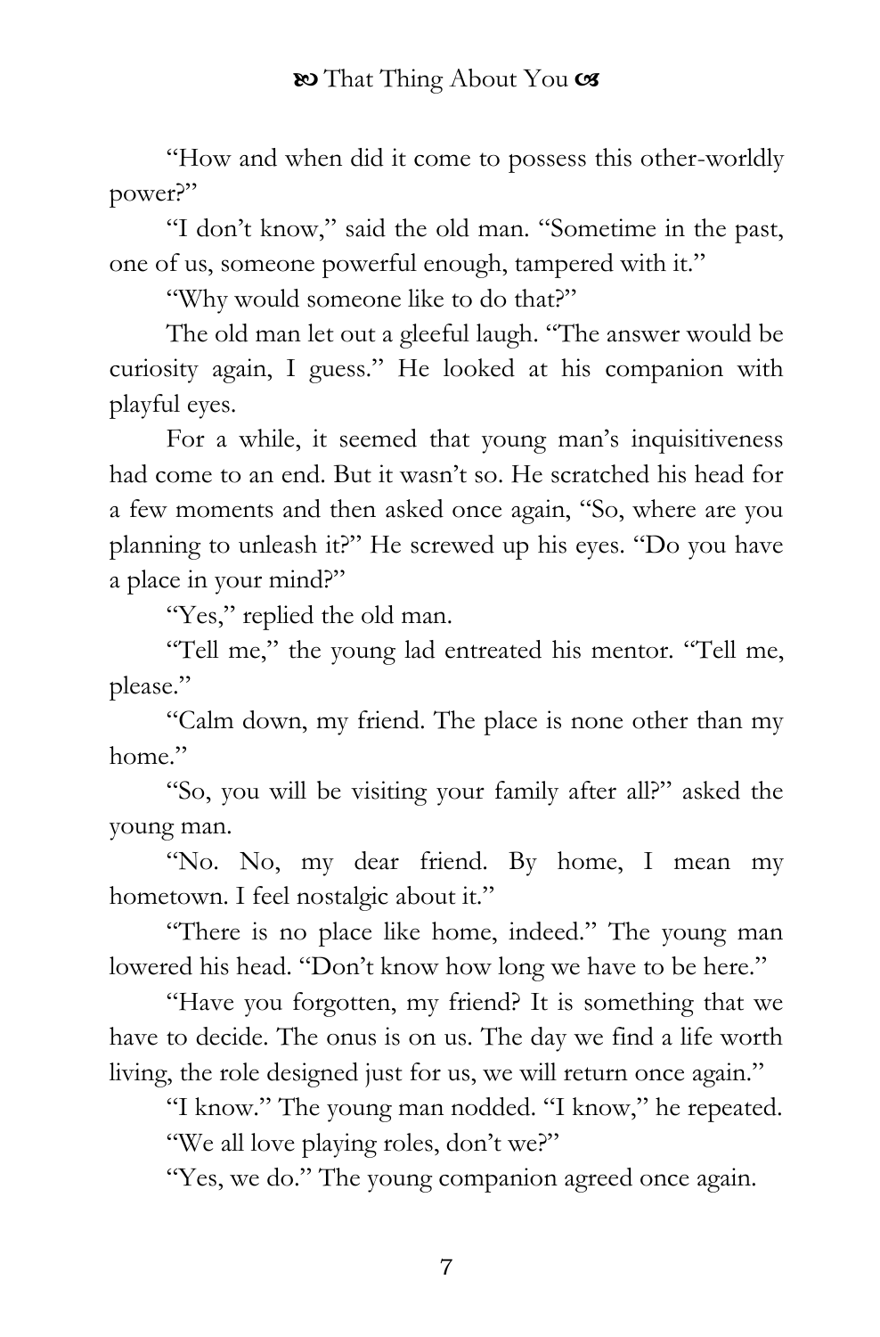"How and when did it come to possess this other-worldly power?"

"I don't know," said the old man. "Sometime in the past, one of us, someone powerful enough, tampered with it."

"Why would someone like to do that?"

The old man let out a gleeful laugh. "The answer would be curiosity again, I guess." He looked at his companion with playful eyes.

For a while, it seemed that young man's inquisitiveness had come to an end. But it wasn't so. He scratched his head for a few moments and then asked once again, "So, where are you planning to unleash it?" He screwed up his eyes. "Do you have a place in your mind?"

"Yes," replied the old man.

"Tell me," the young lad entreated his mentor. "Tell me, please."

"Calm down, my friend. The place is none other than my home."

"So, you will be visiting your family after all?" asked the young man.

"No. No, my dear friend. By home, I mean my hometown. I feel nostalgic about it."

"There is no place like home, indeed." The young man lowered his head. "Don't know how long we have to be here."

"Have you forgotten, my friend? It is something that we have to decide. The onus is on us. The day we find a life worth living, the role designed just for us, we will return once again."

"I know." The young man nodded. "I know," he repeated.

"We all love playing roles, don't we?"

"Yes, we do." The young companion agreed once again.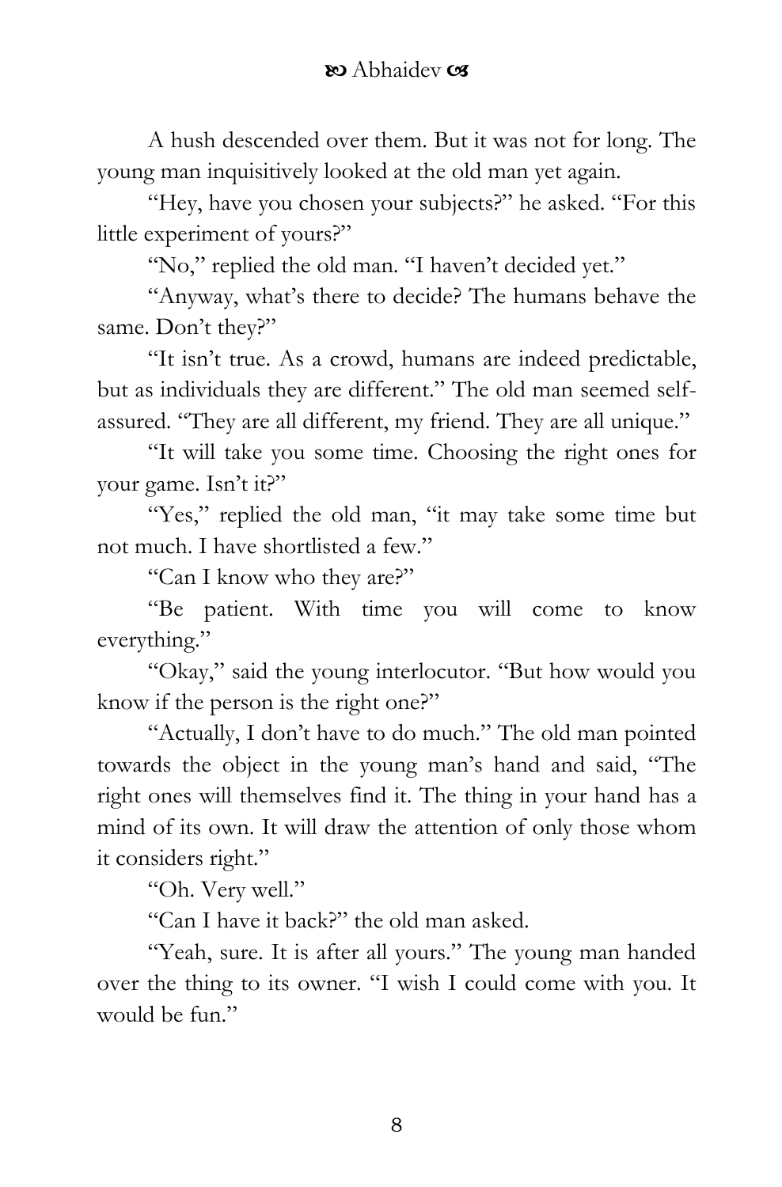A hush descended over them. But it was not for long. The young man inquisitively looked at the old man yet again.

"Hey, have you chosen your subjects?" he asked. "For this little experiment of yours?"

"No," replied the old man. "I haven't decided yet."

"Anyway, what's there to decide? The humans behave the same. Don't they?"

"It isn't true. As a crowd, humans are indeed predictable, but as individuals they are different." The old man seemed self-assured. "They are all different, my friend. They are all unique."

"It will take you some time. Choosing the right ones for your game. Isn't it?"

"Yes," replied the old man, "it may take some time but not much. I have shortlisted a few."

"Can I know who they are?"

"Be patient. With time you will come to know everything."

"Okay," said the young interlocutor. "But how would you know if the person is the right one?"

"Actually, I don't have to do much." The old man pointed towards the object in the young man's hand and said, "The right ones will themselves find it. The thing in your hand has a mind of its own. It will draw the attention of only those whom it considers right."

"Oh. Very well."

"Can I have it back?" the old man asked.

"Yeah, sure. It is after all yours." The young man handed over the thing to its owner. "I wish I could come with you. It would be fun."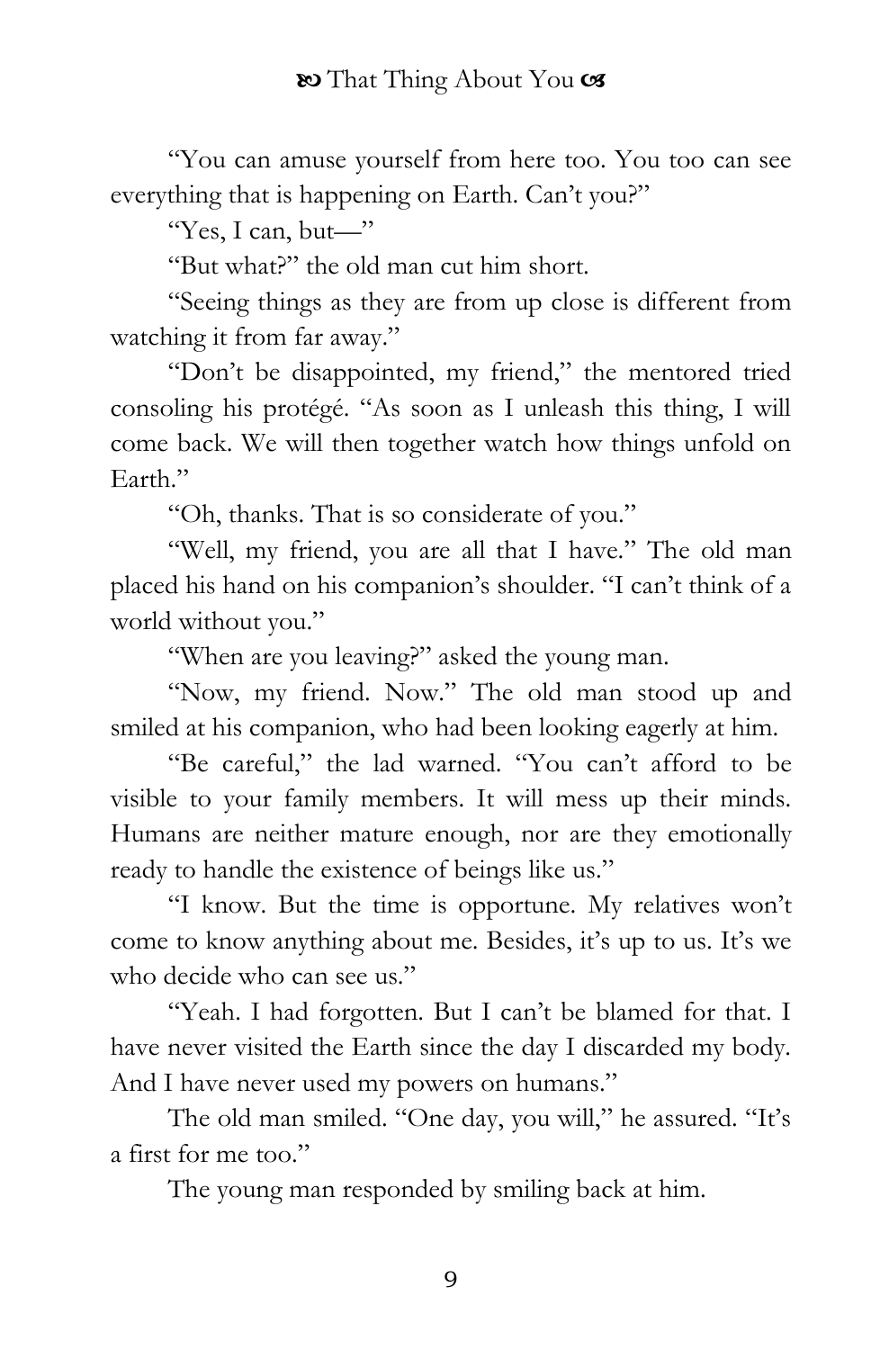"You can amuse yourself from here too. You too can see everything that is happening on Earth. Can't you?"

"Yes, I can, but—"

"But what?" the old man cut him short.

"Seeing things as they are from up close is different from watching it from far away."

"Don't be disappointed, my friend," the mentored tried consoling his protégé. "As soon as I unleash this thing, I will come back. We will then together watch how things unfold on Earth."

"Oh, thanks. That is so considerate of you."

"Well, my friend, you are all that I have." The old man placed his hand on his companion's shoulder. "I can't think of a world without you."

"When are you leaving?" asked the young man.

"Now, my friend. Now." The old man stood up and smiled at his companion, who had been looking eagerly at him.

"Be careful," the lad warned. "You can't afford to be visible to your family members. It will mess up their minds. Humans are neither mature enough, nor are they emotionally ready to handle the existence of beings like us."

"I know. But the time is opportune. My relatives won't come to know anything about me. Besides, it's up to us. It's we who decide who can see us."

"Yeah. I had forgotten. But I can't be blamed for that. I have never visited the Earth since the day I discarded my body. And I have never used my powers on humans."

The old man smiled. "One day, you will," he assured. "It's a first for me too."

The young man responded by smiling back at him.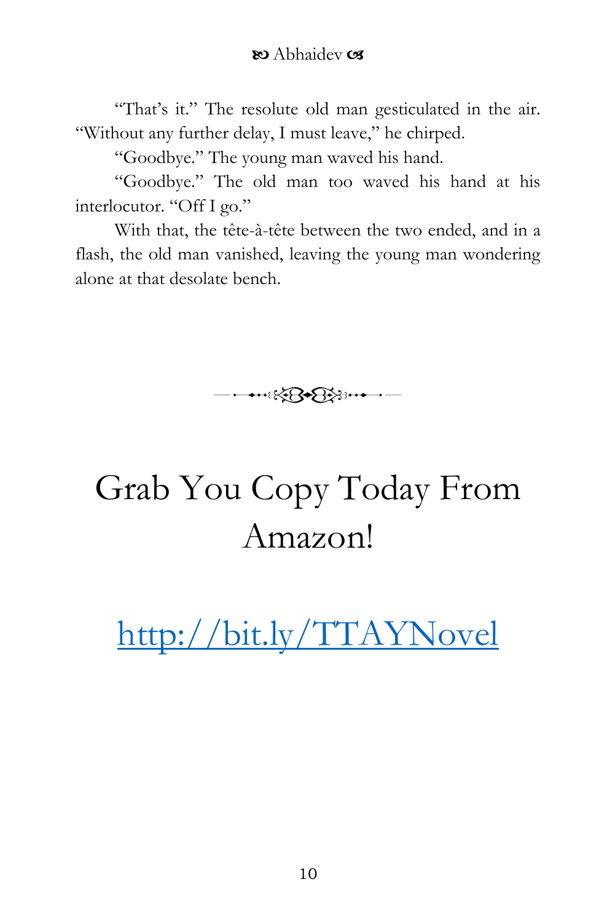"That's it." The resolute old man gesticulated in the air. "Without any further delay, I must leave," he chirped.

"Goodbye." The young man waved his hand.

"Goodbye." The old man too waved his hand at his interlocutor. "Off I go."

With that, the tête-à-tête between the two ended, and in a flash, the old man vanished, leaving the young man wondering alone at that desolate bench.

# Grab You Copy Today From Amazon!

## http://bit.ly/TTAYNovel